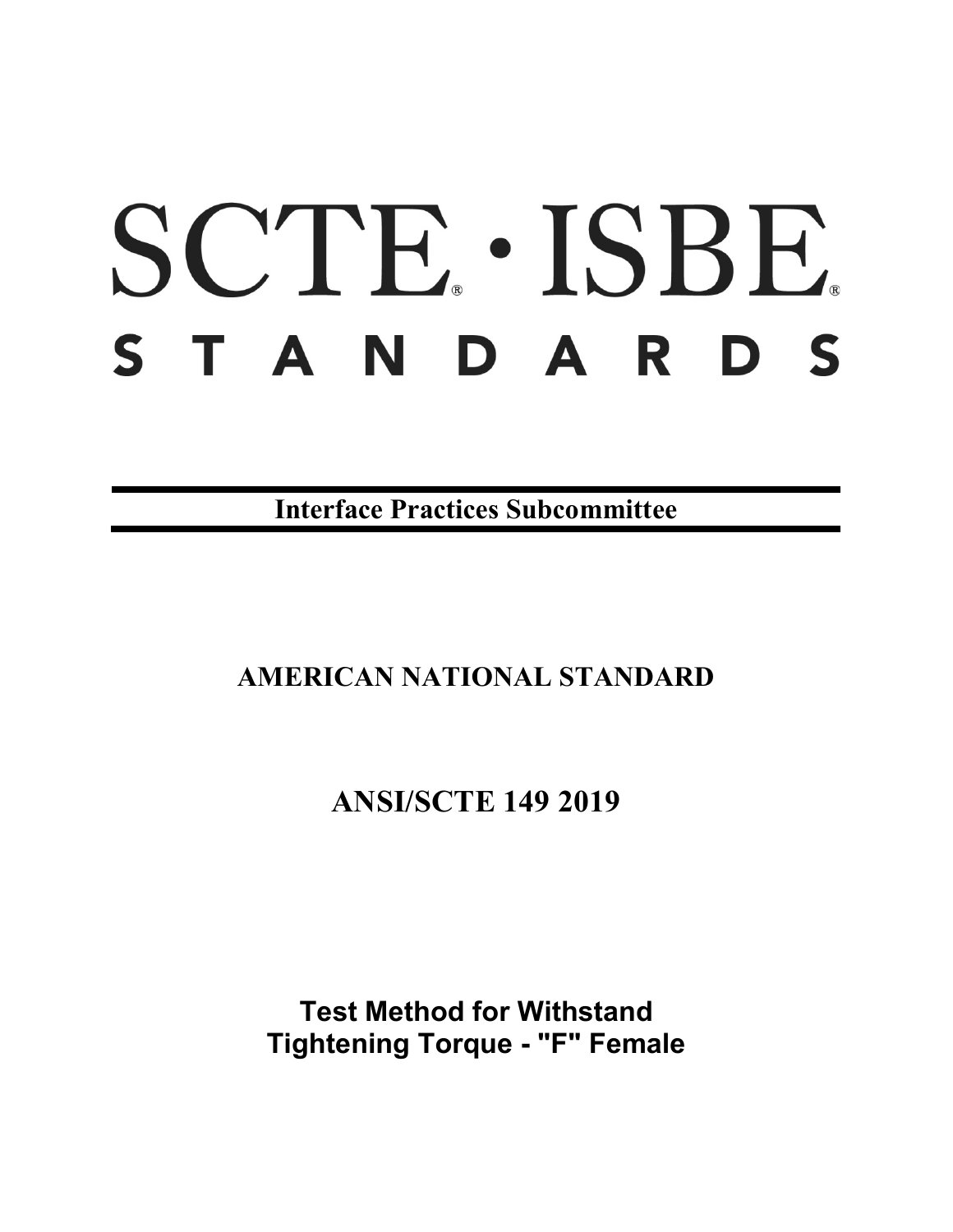# SCTE · ISBE

# STANDARDS

**Interface Practices Subcommittee**

## AMERICAN NATIONAL STANDARD

## ANSI/SCTE 149 2019

# Test Method for Withstand Tightening Torque - "F" Female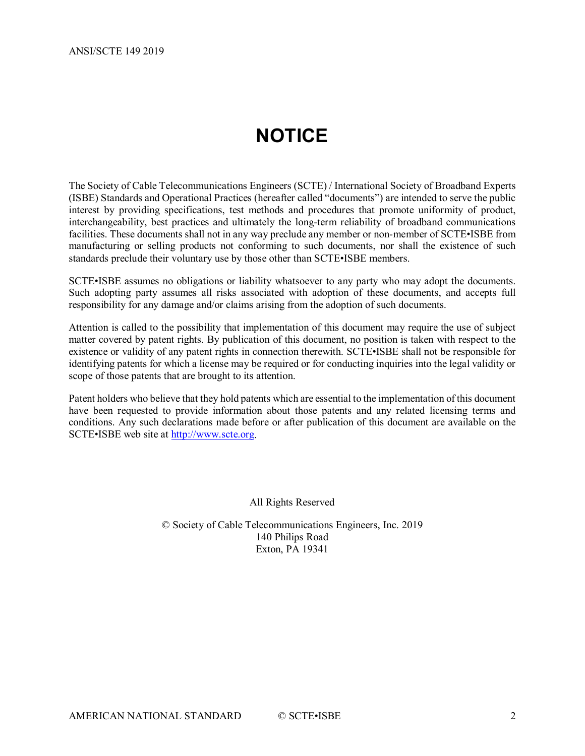# NOTICE

The Society of Cable Telecommunications Engineers (SCTE) / International Society of Broadband Experts (ISBE) Standards and Operational Practices (hereafter called "documents") are intended to serve the public interest by providing specifications, test methods and procedures that promote uniformity of product, interchangeability, best practices and ultimately the long-term reliability of broadband communications facilities. These documents shall not in any way preclude any member or non-member of SCTE•ISBE from manufacturing or selling products not conforming to such documents, nor shall the existence of such standards preclude their voluntary use by those other than SCTE•ISBE members.

SCTE•ISBE assumes no obligations or liability whatsoever to any party who may adopt the documents. Such adopting party assumes all risks associated with adoption of these documents, and accepts full responsibility for any damage and/or claims arising from the adoption of such documents.

Attention is called to the possibility that implementation of this document may require the use of subject matter covered by patent rights. By publication of this document, no position is taken with respect to the existence or validity of any patent rights in connection therewith. SCTE•ISBE shall not be responsible for identifying patents for which a license may be required or for conducting inquiries into the legal validity or scope of those patents that are brought to its attention.

Patent holders who believe that they hold patents which are essential to the implementation of this document have been requested to provide information about those patents and any related licensing terms and conditions. Any such declarations made before or after publication of this document are available on the SCTE•ISBE web site at http://www.scte.org.

All Rights Reserved

© Society of Cable Telecommunications Engineers, Inc. 2019
140 Philips Road
Exton, PA 19341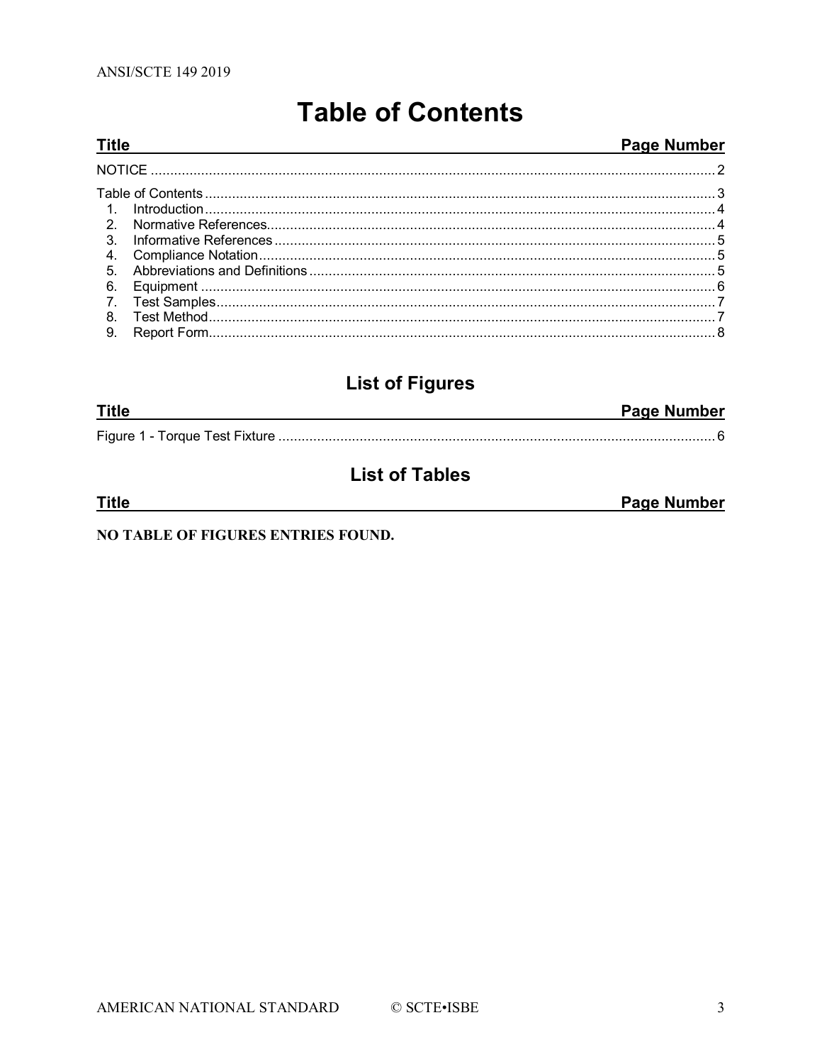# Table of Contents

| Title | Page Number |
|---|---|
| NOTICE | 2 |
| Table of Contents | 3 |
| 1. Introduction | 4 |
| 2. Normative References | 4 |
| 3. Informative References | 5 |
| 4. Compliance Notation | 5 |
| 5. Abbreviations and Definitions | 5 |
| 6. Equipment | 6 |
| 7. Test Samples | 7 |
| 8. Test Method | 7 |
| 9. Report Form | 8 |

## List of Figures

| Title | Page Number |
|---|---|
| Figure 1 - Torque Test Fixture | 6 |

## List of Tables

| Title | Page Number |
|---|---|

**NO TABLE OF FIGURES ENTRIES FOUND.**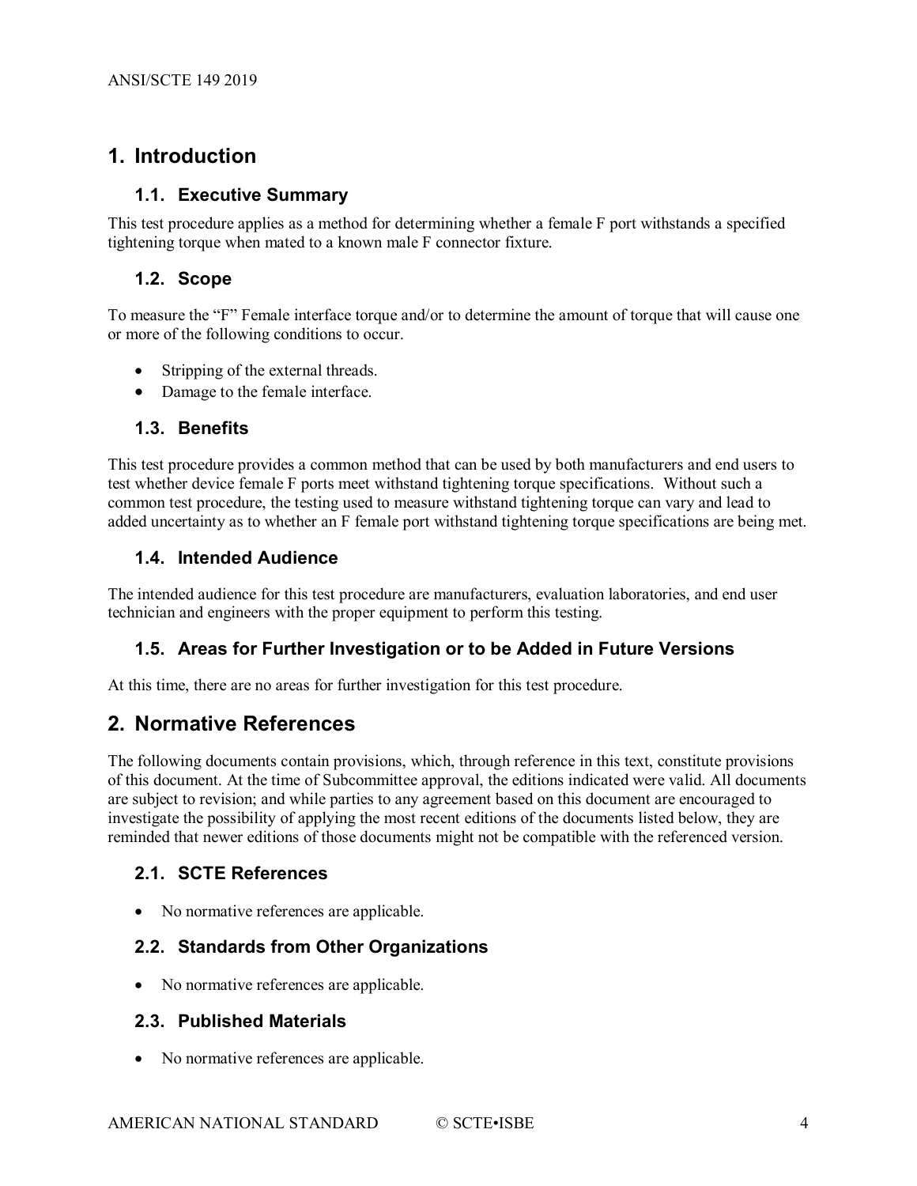# 1. Introduction

## 1.1. Executive Summary

This test procedure applies as a method for determining whether a female F port withstands a specified tightening torque when mated to a known male F connector fixture.

## 1.2. Scope

To measure the "F" Female interface torque and/or to determine the amount of torque that will cause one or more of the following conditions to occur.

- Stripping of the external threads.
- Damage to the female interface.

## 1.3. Benefits

This test procedure provides a common method that can be used by both manufacturers and end users to test whether device female F ports meet withstand tightening torque specifications. Without such a common test procedure, the testing used to measure withstand tightening torque can vary and lead to added uncertainty as to whether an F female port withstand tightening torque specifications are being met.

## 1.4. Intended Audience

The intended audience for this test procedure are manufacturers, evaluation laboratories, and end user technician and engineers with the proper equipment to perform this testing.

## 1.5. Areas for Further Investigation or to be Added in Future Versions

At this time, there are no areas for further investigation for this test procedure.

# 2. Normative References

The following documents contain provisions, which, through reference in this text, constitute provisions of this document. At the time of Subcommittee approval, the editions indicated were valid. All documents are subject to revision; and while parties to any agreement based on this document are encouraged to investigate the possibility of applying the most recent editions of the documents listed below, they are reminded that newer editions of those documents might not be compatible with the referenced version.

## 2.1. SCTE References

- No normative references are applicable.

## 2.2. Standards from Other Organizations

- No normative references are applicable.

## 2.3. Published Materials

- No normative references are applicable.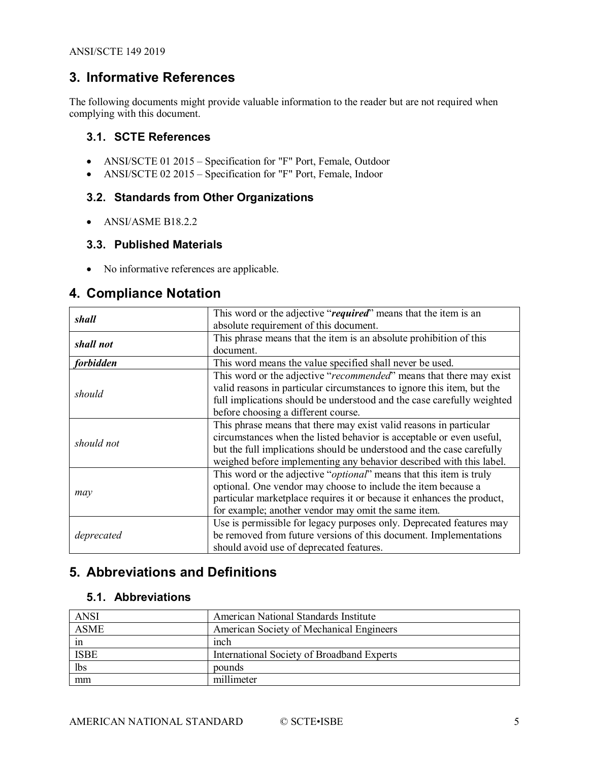# 3. Informative References

The following documents might provide valuable information to the reader but are not required when complying with this document.

## 3.1. SCTE References

- ANSI/SCTE 01 2015 – Specification for "F" Port, Female, Outdoor
- ANSI/SCTE 02 2015 – Specification for "F" Port, Female, Indoor

## 3.2. Standards from Other Organizations

- ANSI/ASME B18.2.2

## 3.3. Published Materials

- No informative references are applicable.

# 4. Compliance Notation

| | |
|---|---|
| ***shall*** | This word or the adjective "***required***" means that the item is an absolute requirement of this document. |
| ***shall not*** | This phrase means that the item is an absolute prohibition of this document. |
| ***forbidden*** | This word means the value specified shall never be used. |
| *should* | This word or the adjective "*recommended*" means that there may exist valid reasons in particular circumstances to ignore this item, but the full implications should be understood and the case carefully weighted before choosing a different course. |
| *should not* | This phrase means that there may exist valid reasons in particular circumstances when the listed behavior is acceptable or even useful, but the full implications should be understood and the case carefully weighed before implementing any behavior described with this label. |
| *may* | This word or the adjective "*optional*" means that this item is truly optional. One vendor may choose to include the item because a particular marketplace requires it or because it enhances the product, for example; another vendor may omit the same item. |
| *deprecated* | Use is permissible for legacy purposes only. Deprecated features may be removed from future versions of this document. Implementations should avoid use of deprecated features. |

# 5. Abbreviations and Definitions

## 5.1. Abbreviations

| | |
|---|---|
| ANSI | American National Standards Institute |
| ASME | American Society of Mechanical Engineers |
| in | inch |
| ISBE | International Society of Broadband Experts |
| lbs | pounds |
| mm | millimeter |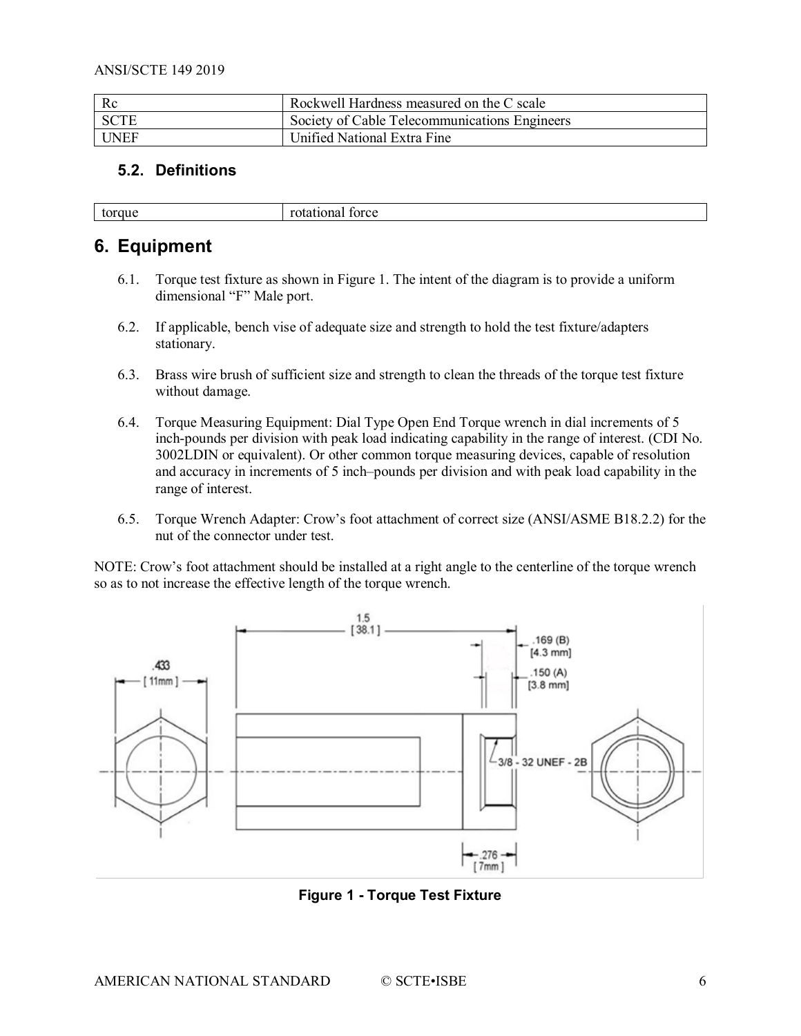| Rc | Rockwell Hardness measured on the C scale |
|---|---|
| SCTE | Society of Cable Telecommunications Engineers |
| UNEF | Unified National Extra Fine |

### 5.2. Definitions

| torque | rotational force |
|---|---|

## 6. Equipment

6.1. Torque test fixture as shown in Figure 1. The intent of the diagram is to provide a uniform dimensional "F" Male port.

6.2. If applicable, bench vise of adequate size and strength to hold the test fixture/adapters stationary.

6.3. Brass wire brush of sufficient size and strength to clean the threads of the torque test fixture without damage.

6.4. Torque Measuring Equipment: Dial Type Open End Torque wrench in dial increments of 5 inch-pounds per division with peak load indicating capability in the range of interest. (CDI No. 3002LDIN or equivalent). Or other common torque measuring devices, capable of resolution and accuracy in increments of 5 inch–pounds per division and with peak load capability in the range of interest.

6.5. Torque Wrench Adapter: Crow's foot attachment of correct size (ANSI/ASME B18.2.2) for the nut of the connector under test.

NOTE: Crow's foot attachment should be installed at a right angle to the centerline of the torque wrench so as to not increase the effective length of the torque wrench.

.433 [11mm]

1.5 [38.1]

.169 (B) [4.3 mm]

.150 (A) [3.8 mm]

3/8 - 32 UNEF - 2B

.276 [7mm]

**Figure 1 - Torque Test Fixture**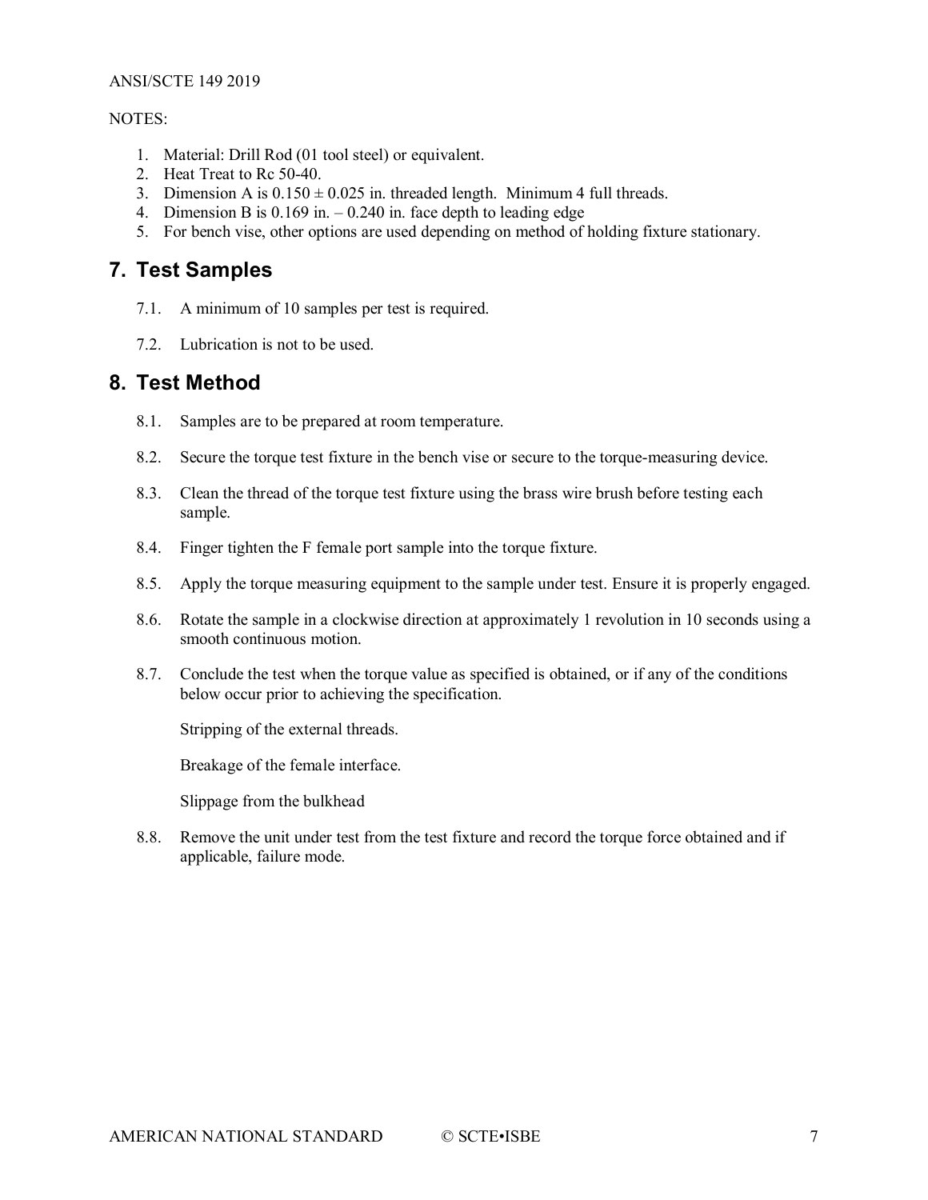NOTES:

1. Material: Drill Rod (01 tool steel) or equivalent.
2. Heat Treat to Rc 50-40.
3. Dimension A is 0.150 ± 0.025 in. threaded length. Minimum 4 full threads.
4. Dimension B is 0.169 in. – 0.240 in. face depth to leading edge
5. For bench vise, other options are used depending on method of holding fixture stationary.

## 7. Test Samples

7.1. A minimum of 10 samples per test is required.

7.2. Lubrication is not to be used.

## 8. Test Method

8.1. Samples are to be prepared at room temperature.

8.2. Secure the torque test fixture in the bench vise or secure to the torque-measuring device.

8.3. Clean the thread of the torque test fixture using the brass wire brush before testing each sample.

8.4. Finger tighten the F female port sample into the torque fixture.

8.5. Apply the torque measuring equipment to the sample under test. Ensure it is properly engaged.

8.6. Rotate the sample in a clockwise direction at approximately 1 revolution in 10 seconds using a smooth continuous motion.

8.7. Conclude the test when the torque value as specified is obtained, or if any of the conditions below occur prior to achieving the specification.

Stripping of the external threads.

Breakage of the female interface.

Slippage from the bulkhead

8.8. Remove the unit under test from the test fixture and record the torque force obtained and if applicable, failure mode.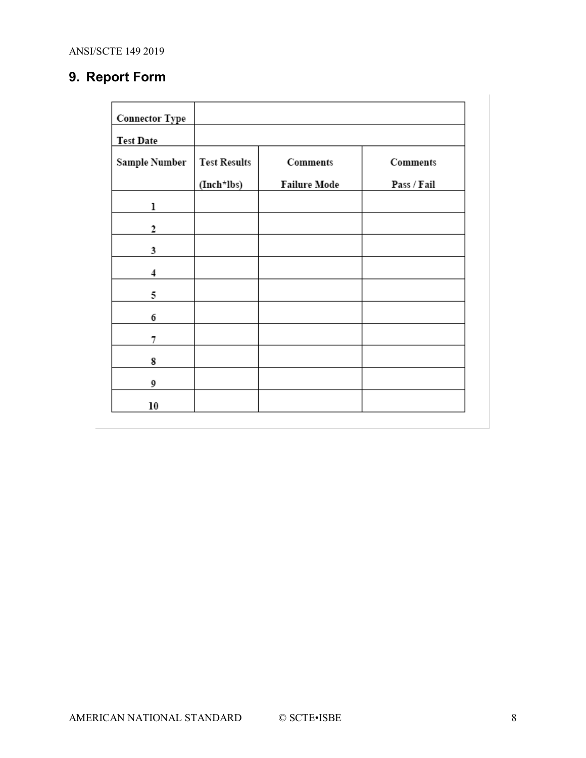## 9. Report Form

| Connector Type | | | |
|---|---|---|---|
| Test Date | | | |
| Sample Number | Test Results (Inch*lbs) | Comments Failure Mode | Comments Pass / Fail |
| 1 | | | |
| 2 | | | |
| 3 | | | |
| 4 | | | |
| 5 | | | |
| 6 | | | |
| 7 | | | |
| 8 | | | |
| 9 | | | |
| 10 | | | |